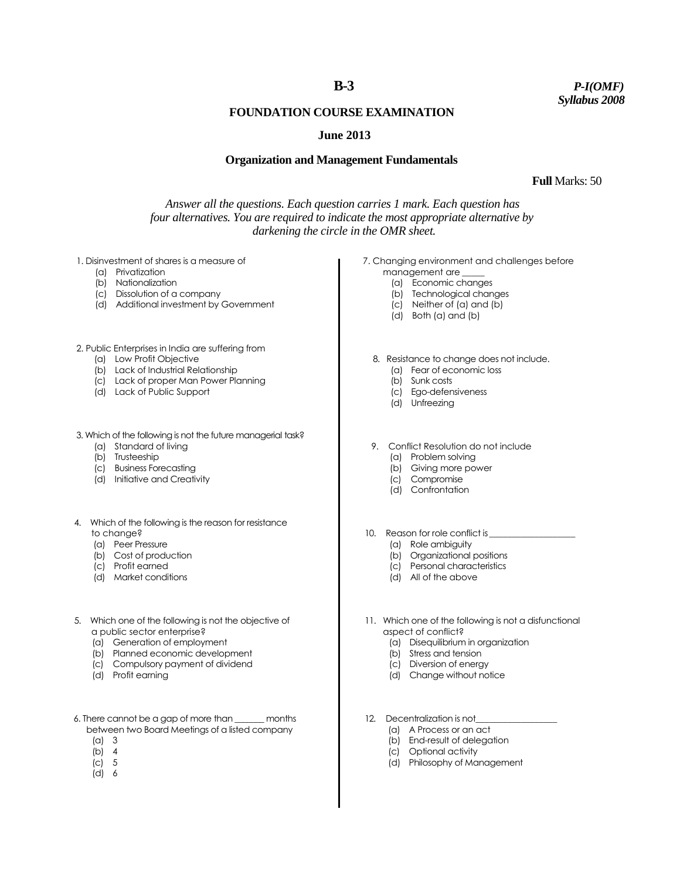**B-3** *P-I(OMF)*
*Syllabus 2008*

# FOUNDATION COURSE EXAMINATION

## June 2013

## Organization and Management Fundamentals

**Full** Marks: 50

*Answer all the questions. Each question carries 1 mark. Each question has four alternatives. You are required to indicate the most appropriate alternative by darkening the circle in the OMR sheet.*

1. Disinvestment of shares is a measure of
   - (a) Privatization
   - (b) Nationalization
   - (c) Dissolution of a company
   - (d) Additional investment by Government

2. Public Enterprises in India are suffering from
   - (a) Low Profit Objective
   - (b) Lack of Industrial Relationship
   - (c) Lack of proper Man Power Planning
   - (d) Lack of Public Support

3. Which of the following is not the future managerial task?
   - (a) Standard of living
   - (b) Trusteeship
   - (c) Business Forecasting
   - (d) Initiative and Creativity

4. Which of the following is the reason for resistance to change?
   - (a) Peer Pressure
   - (b) Cost of production
   - (c) Profit earned
   - (d) Market conditions

5. Which one of the following is not the objective of a public sector enterprise?
   - (a) Generation of employment
   - (b) Planned economic development
   - (c) Compulsory payment of dividend
   - (d) Profit earning

6. There cannot be a gap of more than _______ months between two Board Meetings of a listed company
   - (a) 3
   - (b) 4
   - (c) 5
   - (d) 6

7. Changing environment and challenges before management are _____
   - (a) Economic changes
   - (b) Technological changes
   - (c) Neither of (a) and (b)
   - (d) Both (a) and (b)

8. Resistance to change does not include.
   - (a) Fear of economic loss
   - (b) Sunk costs
   - (c) Ego-defensiveness
   - (d) Unfreezing

9. Conflict Resolution do not include
   - (a) Problem solving
   - (b) Giving more power
   - (c) Compromise
   - (d) Confrontation

10. Reason for role conflict is ___________________
    - (a) Role ambiguity
    - (b) Organizational positions
    - (c) Personal characteristics
    - (d) All of the above

11. Which one of the following is not a disfunctional aspect of conflict?
    - (a) Disequilibrium in organization
    - (b) Stress and tension
    - (c) Diversion of energy
    - (d) Change without notice

12. Decentralization is not__________________
    - (a) A Process or an act
    - (b) End-result of delegation
    - (c) Optional activity
    - (d) Philosophy of Management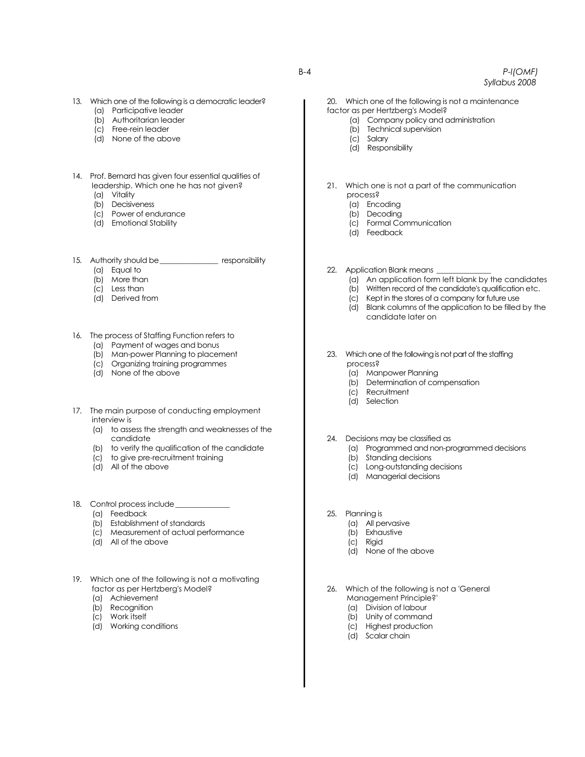13. Which one of the following is a democratic leader?
    (a) Participative leader
    (b) Authoritarian leader
    (c) Free-rein leader
    (d) None of the above

14. Prof. Bernard has given four essential qualities of leadership. Which one he has not given?
    (a) Vitality
    (b) Decisiveness
    (c) Power of endurance
    (d) Emotional Stability

15. Authority should be _______________ responsibility
    (a) Equal to
    (b) More than
    (c) Less than
    (d) Derived from

16. The process of Staffing Function refers to
    (a) Payment of wages and bonus
    (b) Man-power Planning to placement
    (c) Organizing training programmes
    (d) None of the above

17. The main purpose of conducting employment interview is
    (a) to assess the strength and weaknesses of the candidate
    (b) to verify the qualification of the candidate
    (c) to give pre-recruitment training
    (d) All of the above

18. Control process include ______________
    (a) Feedback
    (b) Establishment of standards
    (c) Measurement of actual performance
    (d) All of the above

19. Which one of the following is not a motivating factor as per Hertzberg's Model?
    (a) Achievement
    (b) Recognition
    (c) Work itself
    (d) Working conditions

20. Which one of the following is not a maintenance factor as per Hertzberg's Model?
    (a) Company policy and administration
    (b) Technical supervision
    (c) Salary
    (d) Responsibility

21. Which one is not a part of the communication process?
    (a) Encoding
    (b) Decoding
    (c) Formal Communication
    (d) Feedback

22. Application Blank means ______________
    (a) An application form left blank by the candidates
    (b) Written record of the candidate's qualification etc.
    (c) Kept in the stores of a company for future use
    (d) Blank columns of the application to be filled by the candidate later on

23. Which one of the following is not part of the staffing process?
    (a) Manpower Planning
    (b) Determination of compensation
    (c) Recruitment
    (d) Selection

24. Decisions may be classified as
    (a) Programmed and non-programmed decisions
    (b) Standing decisions
    (c) Long-outstanding decisions
    (d) Managerial decisions

25. Planning is
    (a) All pervasive
    (b) Exhaustive
    (c) Rigid
    (d) None of the above

26. Which of the following is not a 'General Management Principle?'
    (a) Division of labour
    (b) Unity of command
    (c) Highest production
    (d) Scalar chain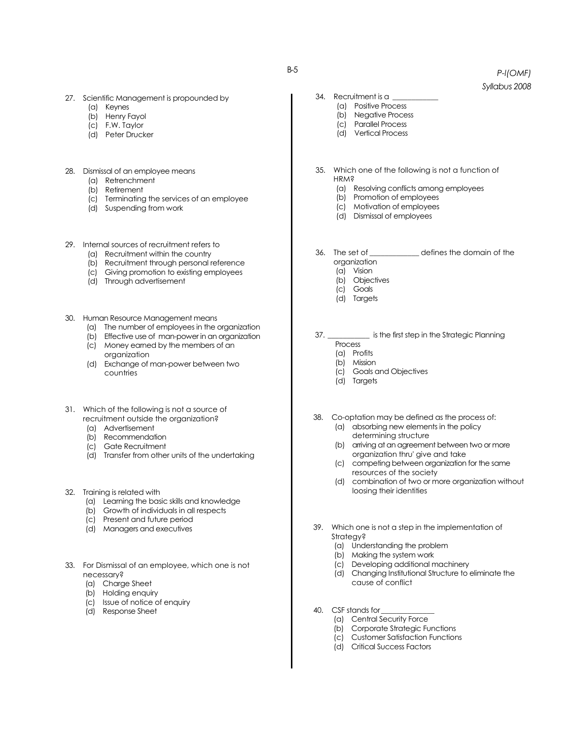27. Scientific Management is propounded by
    - (a) Keynes
    - (b) Henry Fayol
    - (c) F.W. Taylor
    - (d) Peter Drucker

28. Dismissal of an employee means
    - (a) Retrenchment
    - (b) Retirement
    - (c) Terminating the services of an employee
    - (d) Suspending from work

29. Internal sources of recruitment refers to
    - (a) Recruitment within the country
    - (b) Recruitment through personal reference
    - (c) Giving promotion to existing employees
    - (d) Through advertisement

30. Human Resource Management means
    - (a) The number of employees in the organization
    - (b) Effective use of man-power in an organization
    - (c) Money earned by the members of an organization
    - (d) Exchange of man-power between two countries

31. Which of the following is not a source of recruitment outside the organization?
    - (a) Advertisement
    - (b) Recommendation
    - (c) Gate Recruitment
    - (d) Transfer from other units of the undertaking

32. Training is related with
    - (a) Learning the basic skills and knowledge
    - (b) Growth of individuals in all respects
    - (c) Present and future period
    - (d) Managers and executives

33. For Dismissal of an employee, which one is not necessary?
    - (a) Charge Sheet
    - (b) Holding enquiry
    - (c) Issue of notice of enquiry
    - (d) Response Sheet

34. Recruitment is a ___________
    - (a) Positive Process
    - (b) Negative Process
    - (c) Parallel Process
    - (d) Vertical Process

35. Which one of the following is not a function of HRM?
    - (a) Resolving conflicts among employees
    - (b) Promotion of employees
    - (c) Motivation of employees
    - (d) Dismissal of employees

36. The set of ____________ defines the domain of the organization
    - (a) Vision
    - (b) Objectives
    - (c) Goals
    - (d) Targets

37. ___________ is the first step in the Strategic Planning Process
    - (a) Profits
    - (b) Mission
    - (c) Goals and Objectives
    - (d) Targets

38. Co-optation may be defined as the process of:
    - (a) absorbing new elements in the policy determining structure
    - (b) arriving at an agreement between two or more organization thru' give and take
    - (c) competing between organization for the same resources of the society
    - (d) combination of two or more organization without loosing their identities

39. Which one is not a step in the implementation of Strategy?
    - (a) Understanding the problem
    - (b) Making the system work
    - (c) Developing additional machinery
    - (d) Changing Institutional Structure to eliminate the cause of conflict

40. CSF stands for______________
    - (a) Central Security Force
    - (b) Corporate Strategic Functions
    - (c) Customer Satisfaction Functions
    - (d) Critical Success Factors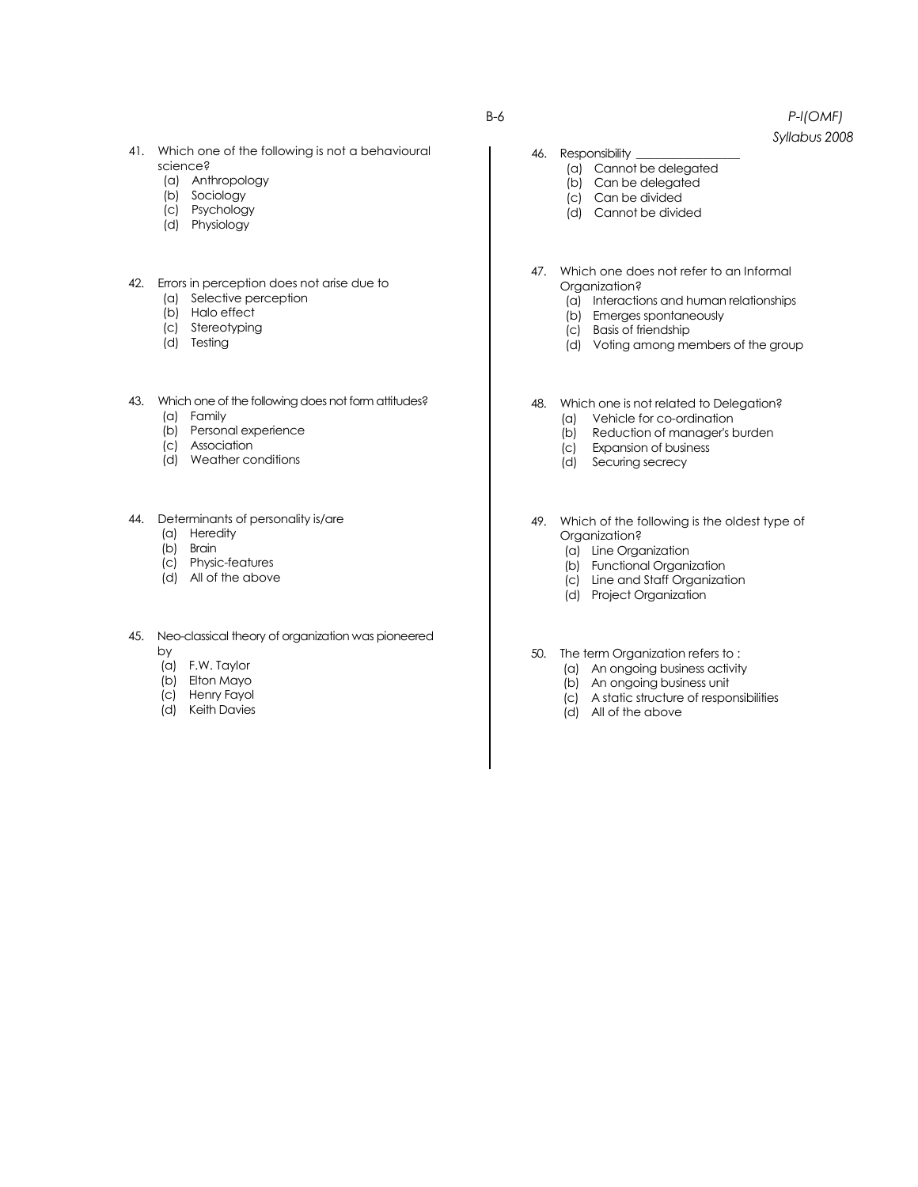41. Which one of the following is not a behavioural science?
    - (a) Anthropology
    - (b) Sociology
    - (c) Psychology
    - (d) Physiology

42. Errors in perception does not arise due to
    - (a) Selective perception
    - (b) Halo effect
    - (c) Stereotyping
    - (d) Testing

43. Which one of the following does not form attitudes?
    - (a) Family
    - (b) Personal experience
    - (c) Association
    - (d) Weather conditions

44. Determinants of personality is/are
    - (a) Heredity
    - (b) Brain
    - (c) Physic-features
    - (d) All of the above

45. Neo-classical theory of organization was pioneered by
    - (a) F.W. Taylor
    - (b) Elton Mayo
    - (c) Henry Fayol
    - (d) Keith Davies

46. Responsibility _______________
    - (a) Cannot be delegated
    - (b) Can be delegated
    - (c) Can be divided
    - (d) Cannot be divided

47. Which one does not refer to an Informal Organization?
    - (a) Interactions and human relationships
    - (b) Emerges spontaneously
    - (c) Basis of friendship
    - (d) Voting among members of the group

48. Which one is not related to Delegation?
    - (a) Vehicle for co-ordination
    - (b) Reduction of manager's burden
    - (c) Expansion of business
    - (d) Securing secrecy

49. Which of the following is the oldest type of Organization?
    - (a) Line Organization
    - (b) Functional Organization
    - (c) Line and Staff Organization
    - (d) Project Organization

50. The term Organization refers to :
    - (a) An ongoing business activity
    - (b) An ongoing business unit
    - (c) A static structure of responsibilities
    - (d) All of the above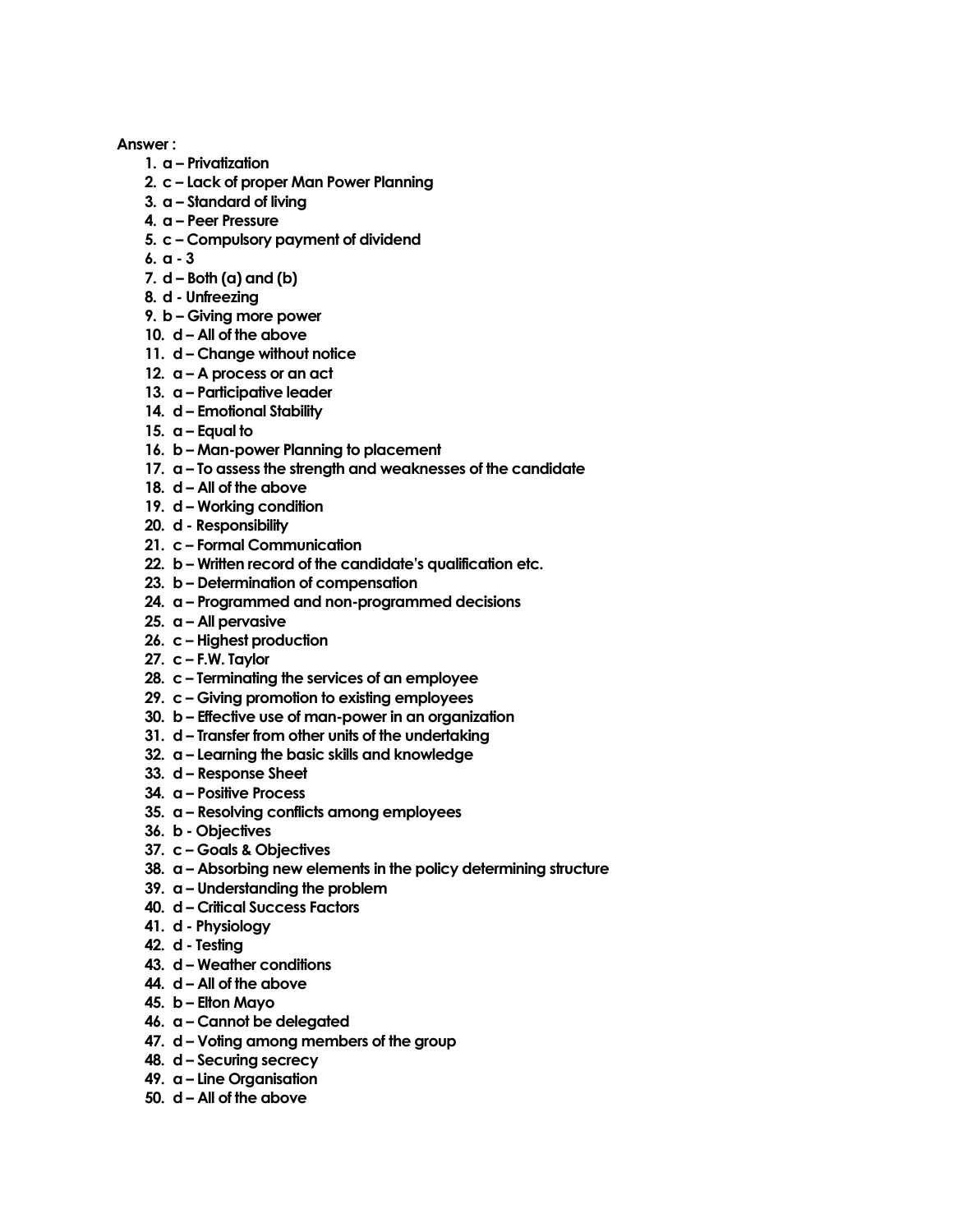**Answer :**

1. **a – Privatization**
2. **c – Lack of proper Man Power Planning**
3. **a – Standard of living**
4. **a – Peer Pressure**
5. **c – Compulsory payment of dividend**
6. **a - 3**
7. **d – Both (a) and (b)**
8. **d - Unfreezing**
9. **b – Giving more power**
10. **d – All of the above**
11. **d – Change without notice**
12. **a – A process or an act**
13. **a – Participative leader**
14. **d – Emotional Stability**
15. **a – Equal to**
16. **b – Man-power Planning to placement**
17. **a – To assess the strength and weaknesses of the candidate**
18. **d – All of the above**
19. **d – Working condition**
20. **d - Responsibility**
21. **c – Formal Communication**
22. **b – Written record of the candidate's qualification etc.**
23. **b – Determination of compensation**
24. **a – Programmed and non-programmed decisions**
25. **a – All pervasive**
26. **c – Highest production**
27. **c – F.W. Taylor**
28. **c – Terminating the services of an employee**
29. **c – Giving promotion to existing employees**
30. **b – Effective use of man-power in an organization**
31. **d – Transfer from other units of the undertaking**
32. **a – Learning the basic skills and knowledge**
33. **d – Response Sheet**
34. **a – Positive Process**
35. **a – Resolving conflicts among employees**
36. **b - Objectives**
37. **c – Goals & Objectives**
38. **a – Absorbing new elements in the policy determining structure**
39. **a – Understanding the problem**
40. **d – Critical Success Factors**
41. **d - Physiology**
42. **d - Testing**
43. **d – Weather conditions**
44. **d – All of the above**
45. **b – Elton Mayo**
46. **a – Cannot be delegated**
47. **d – Voting among members of the group**
48. **d – Securing secrecy**
49. **a – Line Organisation**
50. **d – All of the above**